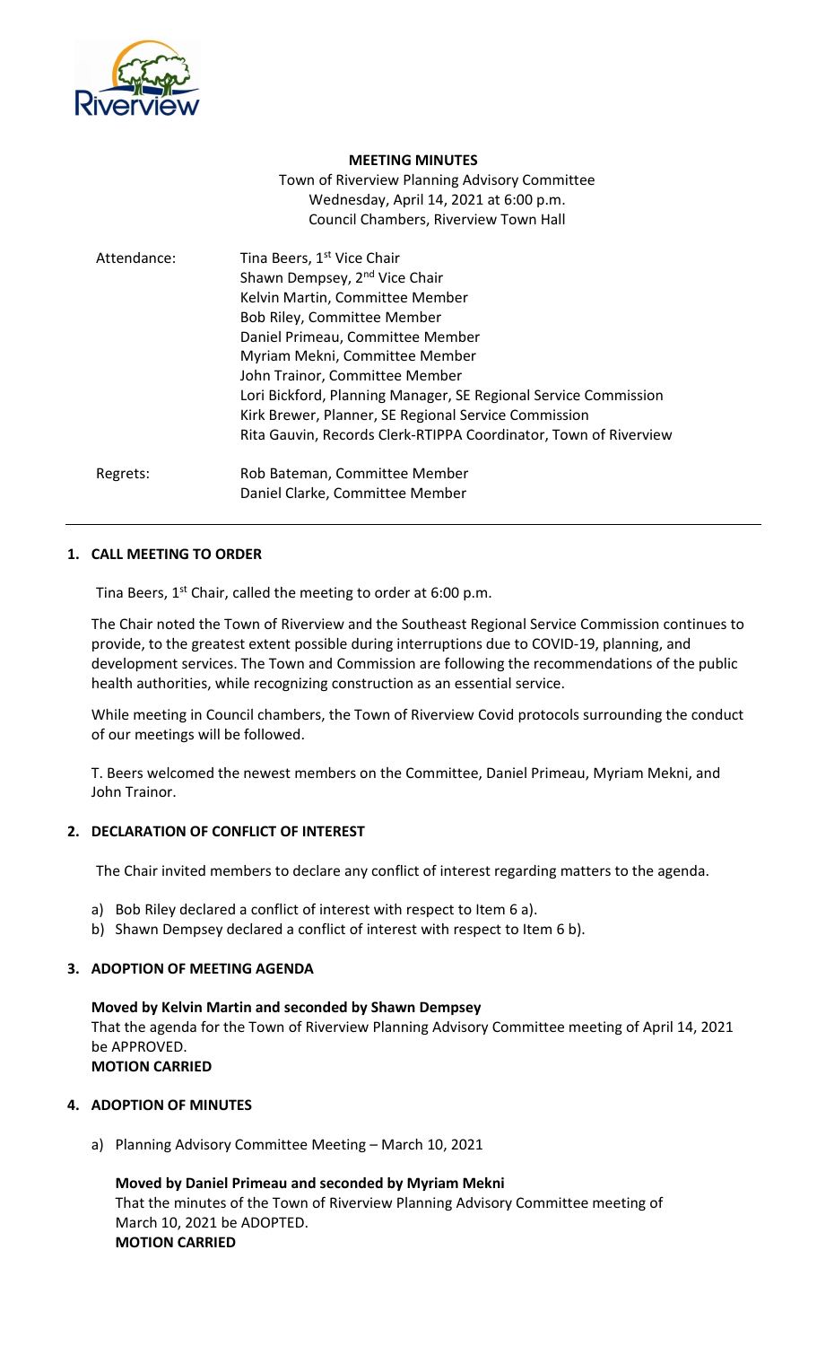**MEETING MINUTES**

Town of Riverview Planning Advisory Committee
Wednesday, April 14, 2021 at 6:00 p.m.
Council Chambers, Riverview Town Hall

| | |
|---|---|
| Attendance: | Tina Beers, 1st Vice Chair<br>Shawn Dempsey, 2nd Vice Chair<br>Kelvin Martin, Committee Member<br>Bob Riley, Committee Member<br>Daniel Primeau, Committee Member<br>Myriam Mekni, Committee Member<br>John Trainor, Committee Member<br>Lori Bickford, Planning Manager, SE Regional Service Commission<br>Kirk Brewer, Planner, SE Regional Service Commission<br>Rita Gauvin, Records Clerk-RTIPPA Coordinator, Town of Riverview |
| Regrets: | Rob Bateman, Committee Member<br>Daniel Clarke, Committee Member |

## 1. CALL MEETING TO ORDER

Tina Beers, 1st Chair, called the meeting to order at 6:00 p.m.

The Chair noted the Town of Riverview and the Southeast Regional Service Commission continues to provide, to the greatest extent possible during interruptions due to COVID-19, planning, and development services. The Town and Commission are following the recommendations of the public health authorities, while recognizing construction as an essential service.

While meeting in Council chambers, the Town of Riverview Covid protocols surrounding the conduct of our meetings will be followed.

T. Beers welcomed the newest members on the Committee, Daniel Primeau, Myriam Mekni, and John Trainor.

## 2. DECLARATION OF CONFLICT OF INTEREST

The Chair invited members to declare any conflict of interest regarding matters to the agenda.

a) Bob Riley declared a conflict of interest with respect to Item 6 a).
b) Shawn Dempsey declared a conflict of interest with respect to Item 6 b).

## 3. ADOPTION OF MEETING AGENDA

**Moved by Kelvin Martin and seconded by Shawn Dempsey**
That the agenda for the Town of Riverview Planning Advisory Committee meeting of April 14, 2021 be APPROVED.
**MOTION CARRIED**

## 4. ADOPTION OF MINUTES

a) Planning Advisory Committee Meeting – March 10, 2021

**Moved by Daniel Primeau and seconded by Myriam Mekni**
That the minutes of the Town of Riverview Planning Advisory Committee meeting of March 10, 2021 be ADOPTED.
**MOTION CARRIED**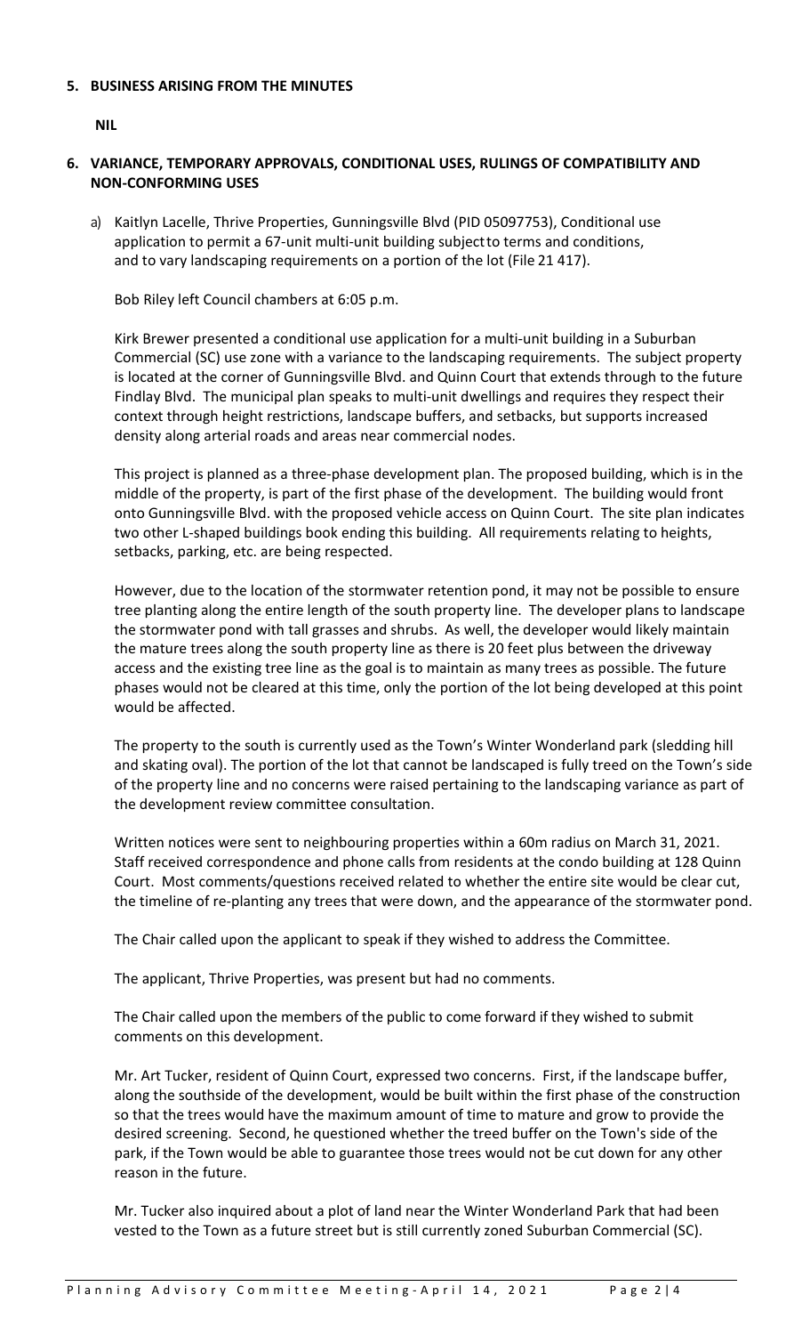## 5. BUSINESS ARISING FROM THE MINUTES

**NIL**

## 6. VARIANCE, TEMPORARY APPROVALS, CONDITIONAL USES, RULINGS OF COMPATIBILITY AND NON-CONFORMING USES

a) Kaitlyn Lacelle, Thrive Properties, Gunningsville Blvd (PID 05097753), Conditional use application to permit a 67-unit multi-unit building subject to terms and conditions, and to vary landscaping requirements on a portion of the lot (File 21 417).

Bob Riley left Council chambers at 6:05 p.m.

Kirk Brewer presented a conditional use application for a multi-unit building in a Suburban Commercial (SC) use zone with a variance to the landscaping requirements. The subject property is located at the corner of Gunningsville Blvd. and Quinn Court that extends through to the future Findlay Blvd. The municipal plan speaks to multi-unit dwellings and requires they respect their context through height restrictions, landscape buffers, and setbacks, but supports increased density along arterial roads and areas near commercial nodes.

This project is planned as a three-phase development plan. The proposed building, which is in the middle of the property, is part of the first phase of the development. The building would front onto Gunningsville Blvd. with the proposed vehicle access on Quinn Court. The site plan indicates two other L-shaped buildings book ending this building. All requirements relating to heights, setbacks, parking, etc. are being respected.

However, due to the location of the stormwater retention pond, it may not be possible to ensure tree planting along the entire length of the south property line. The developer plans to landscape the stormwater pond with tall grasses and shrubs. As well, the developer would likely maintain the mature trees along the south property line as there is 20 feet plus between the driveway access and the existing tree line as the goal is to maintain as many trees as possible. The future phases would not be cleared at this time, only the portion of the lot being developed at this point would be affected.

The property to the south is currently used as the Town's Winter Wonderland park (sledding hill and skating oval). The portion of the lot that cannot be landscaped is fully treed on the Town's side of the property line and no concerns were raised pertaining to the landscaping variance as part of the development review committee consultation.

Written notices were sent to neighbouring properties within a 60m radius on March 31, 2021. Staff received correspondence and phone calls from residents at the condo building at 128 Quinn Court. Most comments/questions received related to whether the entire site would be clear cut, the timeline of re-planting any trees that were down, and the appearance of the stormwater pond.

The Chair called upon the applicant to speak if they wished to address the Committee.

The applicant, Thrive Properties, was present but had no comments.

The Chair called upon the members of the public to come forward if they wished to submit comments on this development.

Mr. Art Tucker, resident of Quinn Court, expressed two concerns. First, if the landscape buffer, along the southside of the development, would be built within the first phase of the construction so that the trees would have the maximum amount of time to mature and grow to provide the desired screening. Second, he questioned whether the treed buffer on the Town's side of the park, if the Town would be able to guarantee those trees would not be cut down for any other reason in the future.

Mr. Tucker also inquired about a plot of land near the Winter Wonderland Park that had been vested to the Town as a future street but is still currently zoned Suburban Commercial (SC).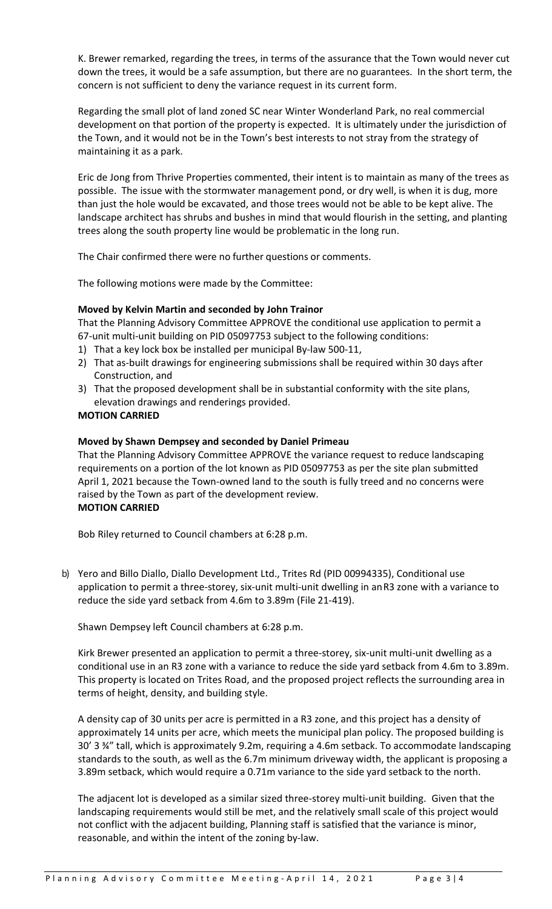K. Brewer remarked, regarding the trees, in terms of the assurance that the Town would never cut down the trees, it would be a safe assumption, but there are no guarantees. In the short term, the concern is not sufficient to deny the variance request in its current form.

Regarding the small plot of land zoned SC near Winter Wonderland Park, no real commercial development on that portion of the property is expected. It is ultimately under the jurisdiction of the Town, and it would not be in the Town's best interests to not stray from the strategy of maintaining it as a park.

Eric de Jong from Thrive Properties commented, their intent is to maintain as many of the trees as possible. The issue with the stormwater management pond, or dry well, is when it is dug, more than just the hole would be excavated, and those trees would not be able to be kept alive. The landscape architect has shrubs and bushes in mind that would flourish in the setting, and planting trees along the south property line would be problematic in the long run.

The Chair confirmed there were no further questions or comments.

The following motions were made by the Committee:

**Moved by Kelvin Martin and seconded by John Trainor**
That the Planning Advisory Committee APPROVE the conditional use application to permit a 67-unit multi-unit building on PID 05097753 subject to the following conditions:

1) That a key lock box be installed per municipal By-law 500-11,
2) That as-built drawings for engineering submissions shall be required within 30 days after Construction, and
3) That the proposed development shall be in substantial conformity with the site plans, elevation drawings and renderings provided.

**MOTION CARRIED**

**Moved by Shawn Dempsey and seconded by Daniel Primeau**
That the Planning Advisory Committee APPROVE the variance request to reduce landscaping requirements on a portion of the lot known as PID 05097753 as per the site plan submitted April 1, 2021 because the Town-owned land to the south is fully treed and no concerns were raised by the Town as part of the development review.
**MOTION CARRIED**

Bob Riley returned to Council chambers at 6:28 p.m.

b) Yero and Billo Diallo, Diallo Development Ltd., Trites Rd (PID 00994335), Conditional use application to permit a three-storey, six-unit multi-unit dwelling in an R3 zone with a variance to reduce the side yard setback from 4.6m to 3.89m (File 21-419).

Shawn Dempsey left Council chambers at 6:28 p.m.

Kirk Brewer presented an application to permit a three-storey, six-unit multi-unit dwelling as a conditional use in an R3 zone with a variance to reduce the side yard setback from 4.6m to 3.89m. This property is located on Trites Road, and the proposed project reflects the surrounding area in terms of height, density, and building style.

A density cap of 30 units per acre is permitted in a R3 zone, and this project has a density of approximately 14 units per acre, which meets the municipal plan policy. The proposed building is 30' 3 ¾" tall, which is approximately 9.2m, requiring a 4.6m setback. To accommodate landscaping standards to the south, as well as the 6.7m minimum driveway width, the applicant is proposing a 3.89m setback, which would require a 0.71m variance to the side yard setback to the north.

The adjacent lot is developed as a similar sized three-storey multi-unit building. Given that the landscaping requirements would still be met, and the relatively small scale of this project would not conflict with the adjacent building, Planning staff is satisfied that the variance is minor, reasonable, and within the intent of the zoning by-law.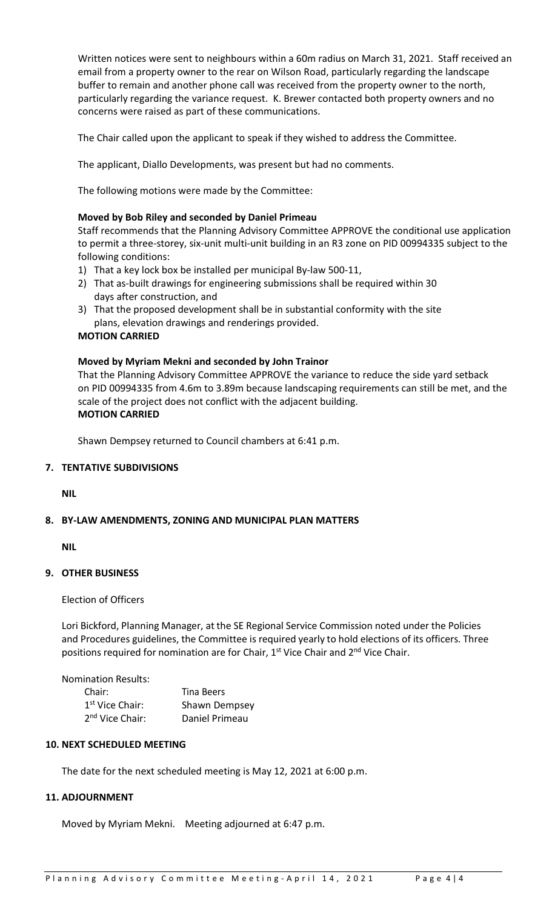Written notices were sent to neighbours within a 60m radius on March 31, 2021. Staff received an email from a property owner to the rear on Wilson Road, particularly regarding the landscape buffer to remain and another phone call was received from the property owner to the north, particularly regarding the variance request. K. Brewer contacted both property owners and no concerns were raised as part of these communications.

The Chair called upon the applicant to speak if they wished to address the Committee.

The applicant, Diallo Developments, was present but had no comments.

The following motions were made by the Committee:

**Moved by Bob Riley and seconded by Daniel Primeau**

Staff recommends that the Planning Advisory Committee APPROVE the conditional use application to permit a three-storey, six-unit multi-unit building in an R3 zone on PID 00994335 subject to the following conditions:

1) That a key lock box be installed per municipal By-law 500-11,
2) That as-built drawings for engineering submissions shall be required within 30 days after construction, and
3) That the proposed development shall be in substantial conformity with the site plans, elevation drawings and renderings provided.

**MOTION CARRIED**

**Moved by Myriam Mekni and seconded by John Trainor**

That the Planning Advisory Committee APPROVE the variance to reduce the side yard setback on PID 00994335 from 4.6m to 3.89m because landscaping requirements can still be met, and the scale of the project does not conflict with the adjacent building.

**MOTION CARRIED**

Shawn Dempsey returned to Council chambers at 6:41 p.m.

## 7. TENTATIVE SUBDIVISIONS

**NIL**

## 8. BY-LAW AMENDMENTS, ZONING AND MUNICIPAL PLAN MATTERS

**NIL**

## 9. OTHER BUSINESS

Election of Officers

Lori Bickford, Planning Manager, at the SE Regional Service Commission noted under the Policies and Procedures guidelines, the Committee is required yearly to hold elections of its officers. Three positions required for nomination are for Chair, 1st Vice Chair and 2nd Vice Chair.

Nomination Results:

| | |
|---|---|
| Chair: | Tina Beers |
| 1st Vice Chair: | Shawn Dempsey |
| 2nd Vice Chair: | Daniel Primeau |

## 10. NEXT SCHEDULED MEETING

The date for the next scheduled meeting is May 12, 2021 at 6:00 p.m.

## 11. ADJOURNMENT

Moved by Myriam Mekni. Meeting adjourned at 6:47 p.m.